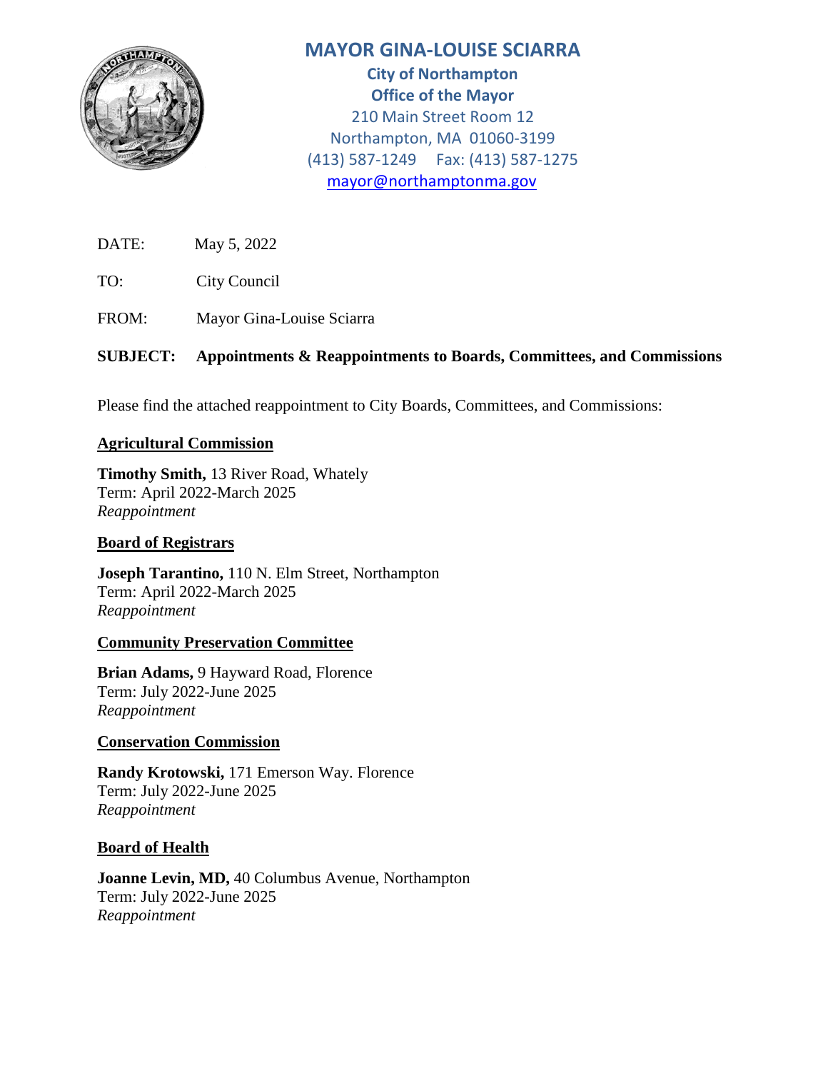# MAYOR GINA-LOUISE SCIARRA

**City of Northampton**
**Office of the Mayor**
210 Main Street Room 12
Northampton, MA 01060-3199
(413) 587-1249 Fax: (413) 587-1275
mayor@northamptonma.gov

DATE: May 5, 2022

TO: City Council

FROM: Mayor Gina-Louise Sciarra

**SUBJECT: Appointments & Reappointments to Boards, Committees, and Commissions**

Please find the attached reappointment to City Boards, Committees, and Commissions:

**Agricultural Commission**

**Timothy Smith,** 13 River Road, Whately
Term: April 2022-March 2025
*Reappointment*

**Board of Registrars**

**Joseph Tarantino,** 110 N. Elm Street, Northampton
Term: April 2022-March 2025
*Reappointment*

**Community Preservation Committee**

**Brian Adams,** 9 Hayward Road, Florence
Term: July 2022-June 2025
*Reappointment*

**Conservation Commission**

**Randy Krotowski,** 171 Emerson Way. Florence
Term: July 2022-June 2025
*Reappointment*

**Board of Health**

**Joanne Levin, MD,** 40 Columbus Avenue, Northampton
Term: July 2022-June 2025
*Reappointment*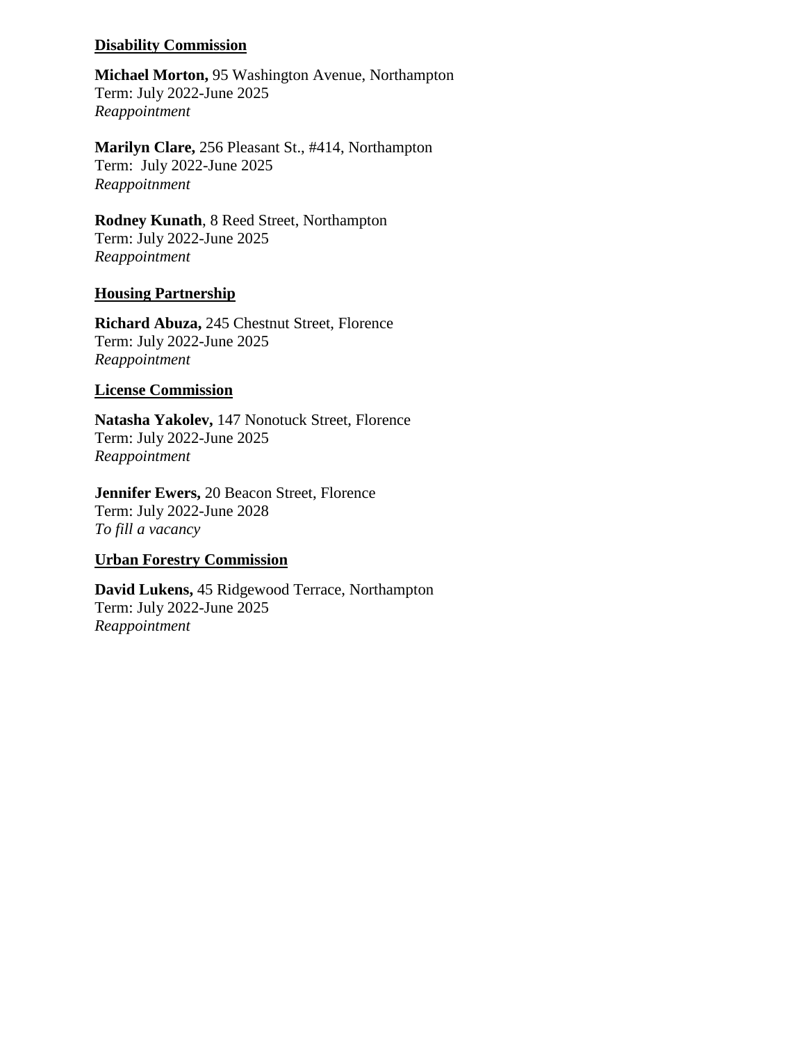## Disability Commission

**Michael Morton,** 95 Washington Avenue, Northampton
Term: July 2022-June 2025
*Reappointment*

**Marilyn Clare,** 256 Pleasant St., #414, Northampton
Term: July 2022-June 2025
*Reappoitnment*

**Rodney Kunath**, 8 Reed Street, Northampton
Term: July 2022-June 2025
*Reappointment*

## Housing Partnership

**Richard Abuza,** 245 Chestnut Street, Florence
Term: July 2022-June 2025
*Reappointment*

## License Commission

**Natasha Yakolev,** 147 Nonotuck Street, Florence
Term: July 2022-June 2025
*Reappointment*

**Jennifer Ewers,** 20 Beacon Street, Florence
Term: July 2022-June 2028
*To fill a vacancy*

## Urban Forestry Commission

**David Lukens,** 45 Ridgewood Terrace, Northampton
Term: July 2022-June 2025
*Reappointment*